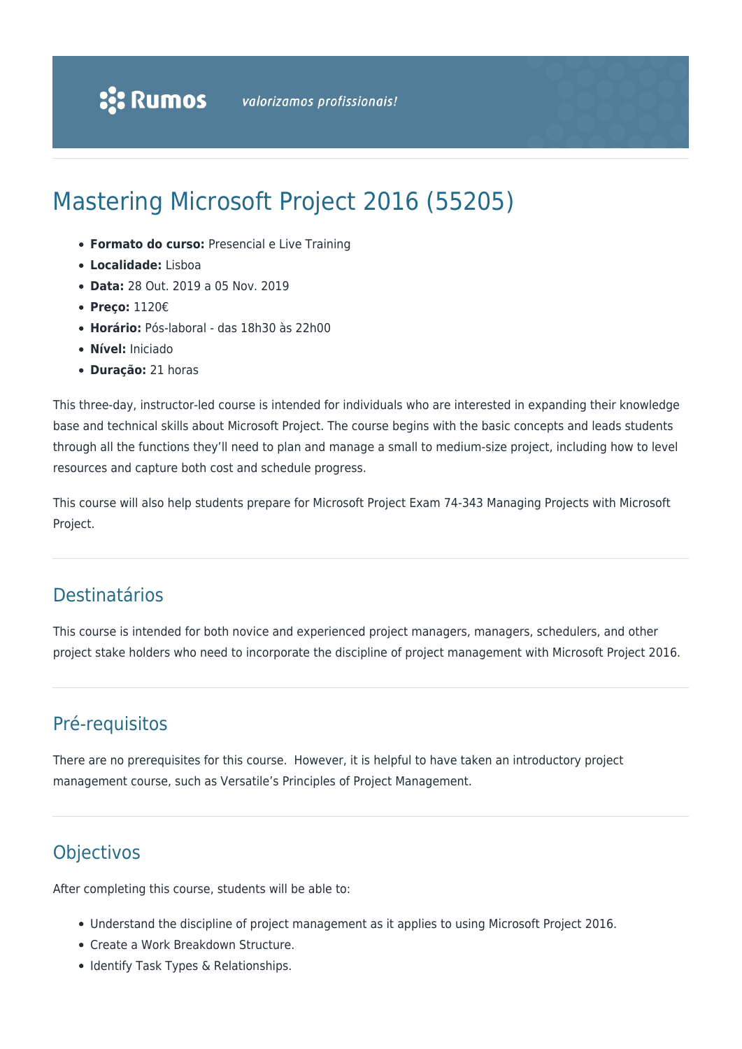Rumos valorizamos profissionais!

# Mastering Microsoft Project 2016 (55205)

- **Formato do curso:** Presencial e Live Training
- **Localidade:** Lisboa
- **Data:** 28 Out. 2019 a 05 Nov. 2019
- **Preço:** 1120€
- **Horário:** Pós-laboral - das 18h30 às 22h00
- **Nível:** Iniciado
- **Duração:** 21 horas

This three-day, instructor-led course is intended for individuals who are interested in expanding their knowledge base and technical skills about Microsoft Project. The course begins with the basic concepts and leads students through all the functions they'll need to plan and manage a small to medium-size project, including how to level resources and capture both cost and schedule progress.

This course will also help students prepare for Microsoft Project Exam 74-343 Managing Projects with Microsoft Project.

## Destinatários

This course is intended for both novice and experienced project managers, managers, schedulers, and other project stake holders who need to incorporate the discipline of project management with Microsoft Project 2016.

## Pré-requisitos

There are no prerequisites for this course. However, it is helpful to have taken an introductory project management course, such as Versatile's Principles of Project Management.

## Objectivos

After completing this course, students will be able to:

- Understand the discipline of project management as it applies to using Microsoft Project 2016.
- Create a Work Breakdown Structure.
- Identify Task Types & Relationships.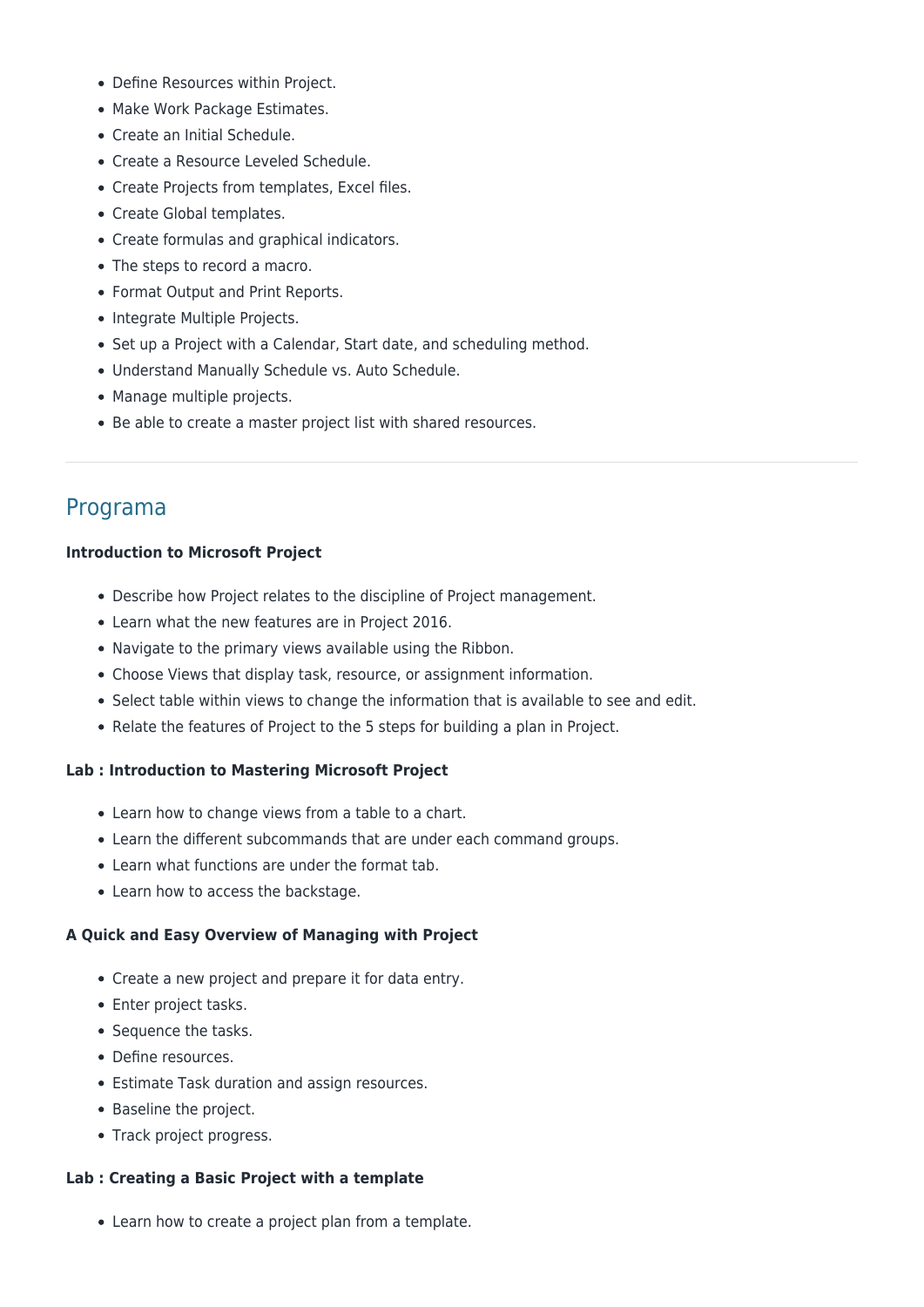- Define Resources within Project.
- Make Work Package Estimates.
- Create an Initial Schedule.
- Create a Resource Leveled Schedule.
- Create Projects from templates, Excel files.
- Create Global templates.
- Create formulas and graphical indicators.
- The steps to record a macro.
- Format Output and Print Reports.
- Integrate Multiple Projects.
- Set up a Project with a Calendar, Start date, and scheduling method.
- Understand Manually Schedule vs. Auto Schedule.
- Manage multiple projects.
- Be able to create a master project list with shared resources.

---

## Programa

**Introduction to Microsoft Project**

- Describe how Project relates to the discipline of Project management.
- Learn what the new features are in Project 2016.
- Navigate to the primary views available using the Ribbon.
- Choose Views that display task, resource, or assignment information.
- Select table within views to change the information that is available to see and edit.
- Relate the features of Project to the 5 steps for building a plan in Project.

**Lab : Introduction to Mastering Microsoft Project**

- Learn how to change views from a table to a chart.
- Learn the different subcommands that are under each command groups.
- Learn what functions are under the format tab.
- Learn how to access the backstage.

**A Quick and Easy Overview of Managing with Project**

- Create a new project and prepare it for data entry.
- Enter project tasks.
- Sequence the tasks.
- Define resources.
- Estimate Task duration and assign resources.
- Baseline the project.
- Track project progress.

**Lab : Creating a Basic Project with a template**

- Learn how to create a project plan from a template.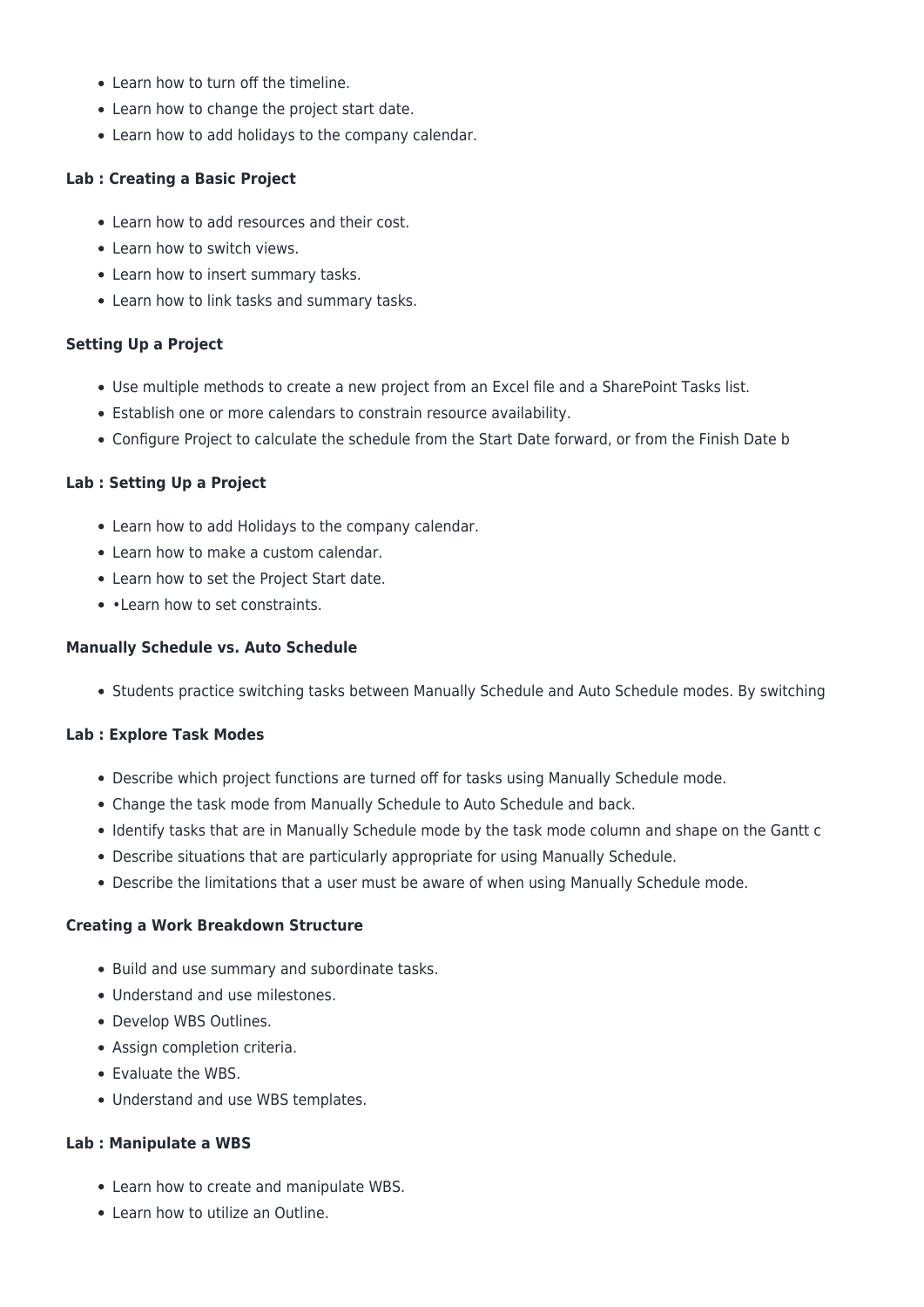- Learn how to turn off the timeline.
- Learn how to change the project start date.
- Learn how to add holidays to the company calendar.

**Lab : Creating a Basic Project**

- Learn how to add resources and their cost.
- Learn how to switch views.
- Learn how to insert summary tasks.
- Learn how to link tasks and summary tasks.

**Setting Up a Project**

- Use multiple methods to create a new project from an Excel file and a SharePoint Tasks list.
- Establish one or more calendars to constrain resource availability.
- Configure Project to calculate the schedule from the Start Date forward, or from the Finish Date b

**Lab : Setting Up a Project**

- Learn how to add Holidays to the company calendar.
- Learn how to make a custom calendar.
- Learn how to set the Project Start date.
- •Learn how to set constraints.

**Manually Schedule vs. Auto Schedule**

- Students practice switching tasks between Manually Schedule and Auto Schedule modes. By switching

**Lab : Explore Task Modes**

- Describe which project functions are turned off for tasks using Manually Schedule mode.
- Change the task mode from Manually Schedule to Auto Schedule and back.
- Identify tasks that are in Manually Schedule mode by the task mode column and shape on the Gantt c
- Describe situations that are particularly appropriate for using Manually Schedule.
- Describe the limitations that a user must be aware of when using Manually Schedule mode.

**Creating a Work Breakdown Structure**

- Build and use summary and subordinate tasks.
- Understand and use milestones.
- Develop WBS Outlines.
- Assign completion criteria.
- Evaluate the WBS.
- Understand and use WBS templates.

**Lab : Manipulate a WBS**

- Learn how to create and manipulate WBS.
- Learn how to utilize an Outline.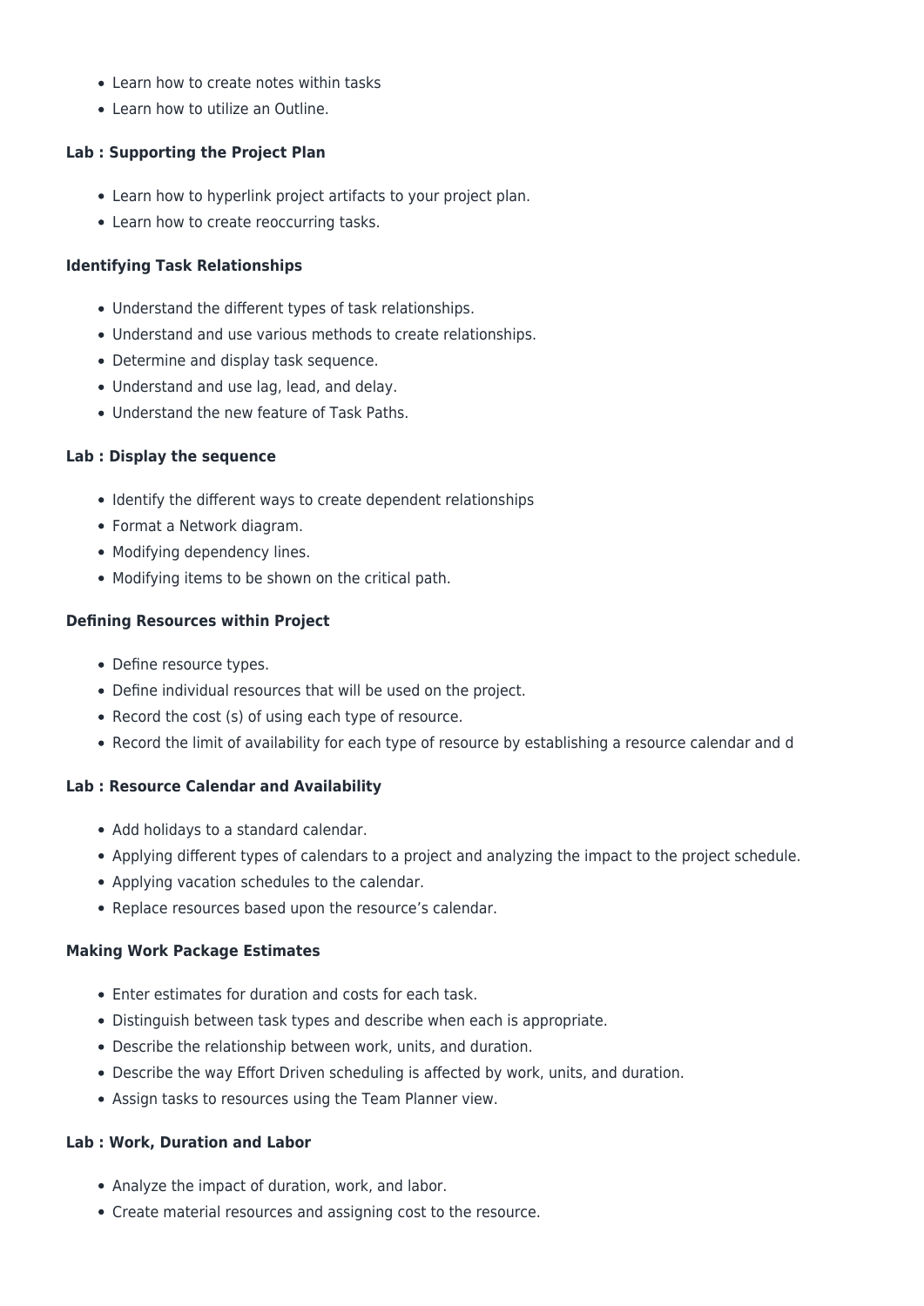- Learn how to create notes within tasks
- Learn how to utilize an Outline.

**Lab : Supporting the Project Plan**

- Learn how to hyperlink project artifacts to your project plan.
- Learn how to create reoccurring tasks.

**Identifying Task Relationships**

- Understand the different types of task relationships.
- Understand and use various methods to create relationships.
- Determine and display task sequence.
- Understand and use lag, lead, and delay.
- Understand the new feature of Task Paths.

**Lab : Display the sequence**

- Identify the different ways to create dependent relationships
- Format a Network diagram.
- Modifying dependency lines.
- Modifying items to be shown on the critical path.

**Defining Resources within Project**

- Define resource types.
- Define individual resources that will be used on the project.
- Record the cost (s) of using each type of resource.
- Record the limit of availability for each type of resource by establishing a resource calendar and d

**Lab : Resource Calendar and Availability**

- Add holidays to a standard calendar.
- Applying different types of calendars to a project and analyzing the impact to the project schedule.
- Applying vacation schedules to the calendar.
- Replace resources based upon the resource's calendar.

**Making Work Package Estimates**

- Enter estimates for duration and costs for each task.
- Distinguish between task types and describe when each is appropriate.
- Describe the relationship between work, units, and duration.
- Describe the way Effort Driven scheduling is affected by work, units, and duration.
- Assign tasks to resources using the Team Planner view.

**Lab : Work, Duration and Labor**

- Analyze the impact of duration, work, and labor.
- Create material resources and assigning cost to the resource.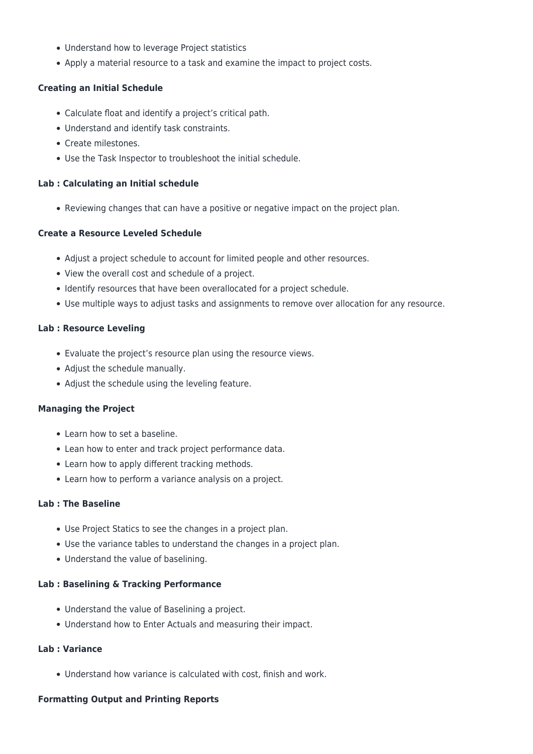- Understand how to leverage Project statistics
- Apply a material resource to a task and examine the impact to project costs.

**Creating an Initial Schedule**

- Calculate float and identify a project's critical path.
- Understand and identify task constraints.
- Create milestones.
- Use the Task Inspector to troubleshoot the initial schedule.

**Lab : Calculating an Initial schedule**

- Reviewing changes that can have a positive or negative impact on the project plan.

**Create a Resource Leveled Schedule**

- Adjust a project schedule to account for limited people and other resources.
- View the overall cost and schedule of a project.
- Identify resources that have been overallocated for a project schedule.
- Use multiple ways to adjust tasks and assignments to remove over allocation for any resource.

**Lab : Resource Leveling**

- Evaluate the project's resource plan using the resource views.
- Adjust the schedule manually.
- Adjust the schedule using the leveling feature.

**Managing the Project**

- Learn how to set a baseline.
- Lean how to enter and track project performance data.
- Learn how to apply different tracking methods.
- Learn how to perform a variance analysis on a project.

**Lab : The Baseline**

- Use Project Statics to see the changes in a project plan.
- Use the variance tables to understand the changes in a project plan.
- Understand the value of baselining.

**Lab : Baselining & Tracking Performance**

- Understand the value of Baselining a project.
- Understand how to Enter Actuals and measuring their impact.

**Lab : Variance**

- Understand how variance is calculated with cost, finish and work.

**Formatting Output and Printing Reports**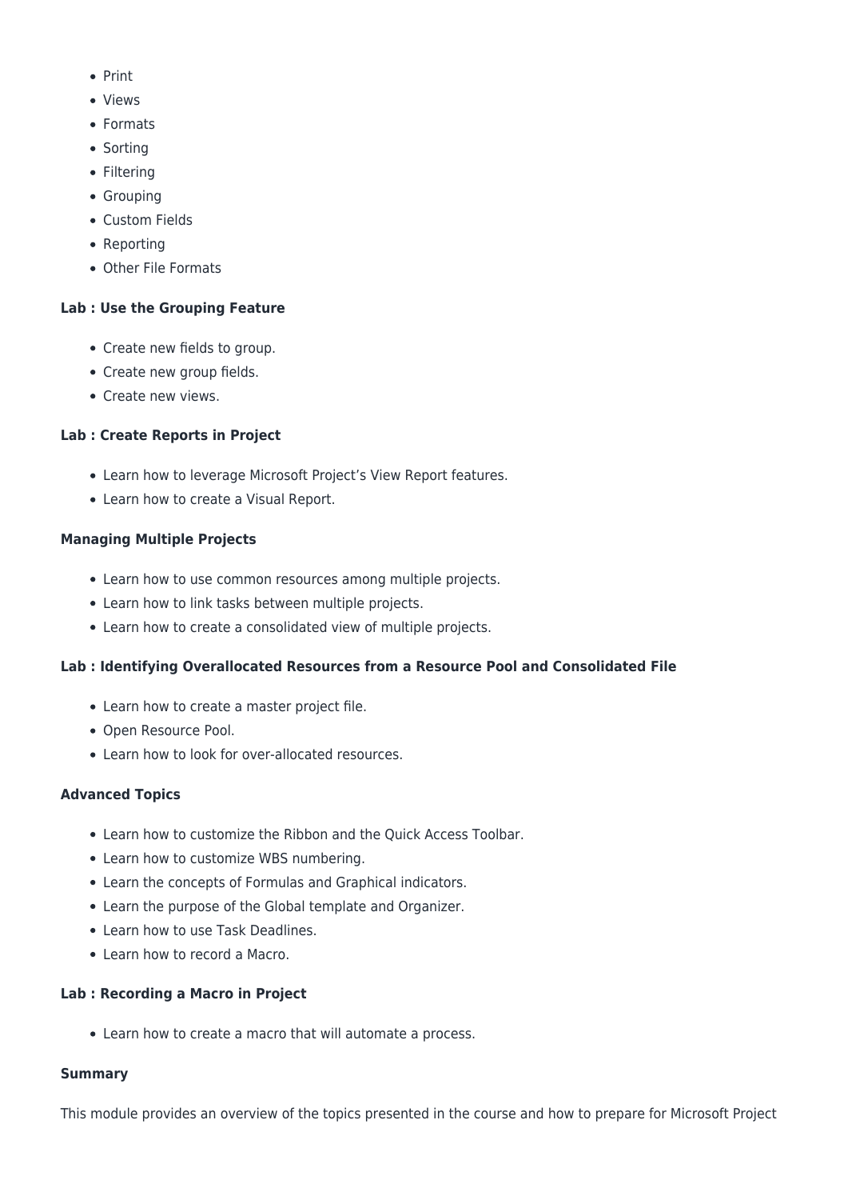- Print
- Views
- Formats
- Sorting
- Filtering
- Grouping
- Custom Fields
- Reporting
- Other File Formats

**Lab : Use the Grouping Feature**

- Create new fields to group.
- Create new group fields.
- Create new views.

**Lab : Create Reports in Project**

- Learn how to leverage Microsoft Project's View Report features.
- Learn how to create a Visual Report.

**Managing Multiple Projects**

- Learn how to use common resources among multiple projects.
- Learn how to link tasks between multiple projects.
- Learn how to create a consolidated view of multiple projects.

**Lab : Identifying Overallocated Resources from a Resource Pool and Consolidated File**

- Learn how to create a master project file.
- Open Resource Pool.
- Learn how to look for over-allocated resources.

**Advanced Topics**

- Learn how to customize the Ribbon and the Quick Access Toolbar.
- Learn how to customize WBS numbering.
- Learn the concepts of Formulas and Graphical indicators.
- Learn the purpose of the Global template and Organizer.
- Learn how to use Task Deadlines.
- Learn how to record a Macro.

**Lab : Recording a Macro in Project**

- Learn how to create a macro that will automate a process.

**Summary**

This module provides an overview of the topics presented in the course and how to prepare for Microsoft Project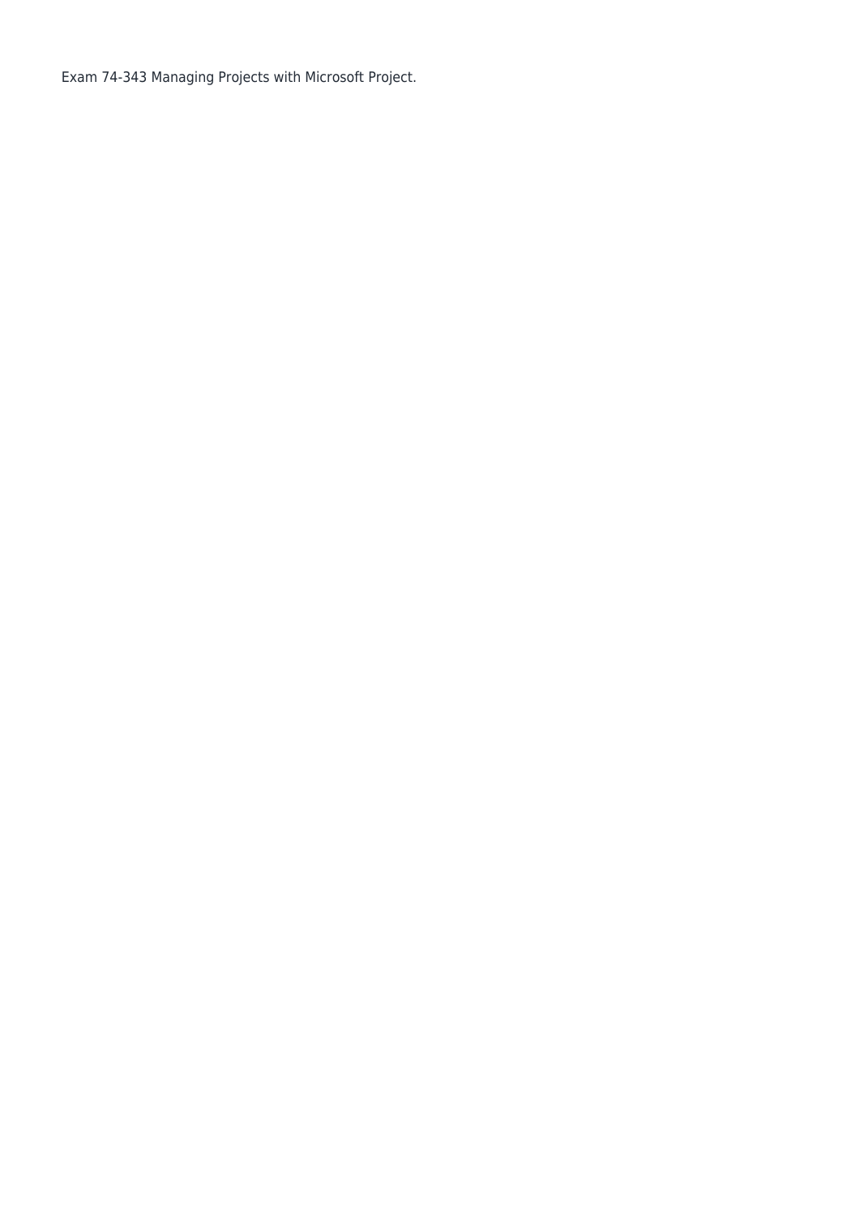Exam 74-343 Managing Projects with Microsoft Project.